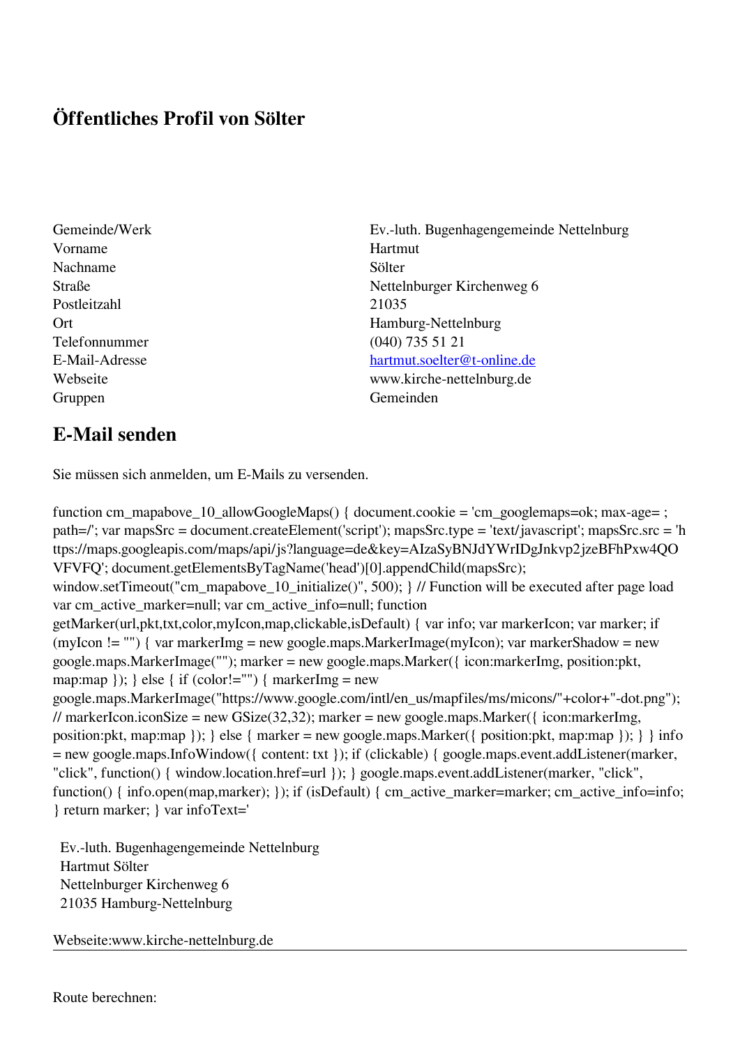# Öffentliches Profil von Sölter

| | |
|---|---|
| Gemeinde/Werk | Ev.-luth. Bugenhagengemeinde Nettelnburg |
| Vorname | Hartmut |
| Nachname | Sölter |
| Straße | Nettelnburger Kirchenweg 6 |
| Postleitzahl | 21035 |
| Ort | Hamburg-Nettelnburg |
| Telefonnummer | (040) 735 51 21 |
| E-Mail-Adresse | hartmut.soelter@t-online.de |
| Webseite | www.kirche-nettelnburg.de |
| Gruppen | Gemeinden |

## E-Mail senden

Sie müssen sich anmelden, um E-Mails zu versenden.

```
function cm_mapabove_10_allowGoogleMaps() { document.cookie = 'cm_googlemaps=ok; max-age= ; path=/'; var mapsSrc = document.createElement('script'); mapsSrc.type = 'text/javascript'; mapsSrc.src = 'https://maps.googleapis.com/maps/api/js?language=de&key=AIzaSyBNJdYWrIDgJnkvp2jzeBFhPxw4QOVFVFQ'; document.getElementsByTagName('head')[0].appendChild(mapsSrc); window.setTimeout("cm_mapabove_10_initialize()", 500); } // Function will be executed after page load var cm_active_marker=null; var cm_active_info=null; function getMarker(url,pkt,txt,color,myIcon,map,clickable,isDefault) { var info; var markerIcon; var marker; if (myIcon != "") { var markerImg = new google.maps.MarkerImage(myIcon); var markerShadow = new google.maps.MarkerImage(""); marker = new google.maps.Marker({ icon:markerImg, position:pkt, map:map }); } else { if (color!="") { markerImg = new google.maps.MarkerImage("https://www.google.com/intl/en_us/mapfiles/ms/micons/"+color+"-dot.png"); // markerIcon.iconSize = new GSize(32,32); marker = new google.maps.Marker({ icon:markerImg, position:pkt, map:map }); } else { marker = new google.maps.Marker({ position:pkt, map:map }); } } info = new google.maps.InfoWindow({ content: txt }); if (clickable) { google.maps.event.addListener(marker, "click", function() { window.location.href=url }); } google.maps.event.addListener(marker, "click", function() { info.open(map,marker); }); if (isDefault) { cm_active_marker=marker; cm_active_info=info; } return marker; } var infoText='
```

Ev.-luth. Bugenhagengemeinde Nettelnburg
Hartmut Sölter
Nettelnburger Kirchenweg 6
21035 Hamburg-Nettelnburg

Webseite:www.kirche-nettelnburg.de

---

Route berechnen: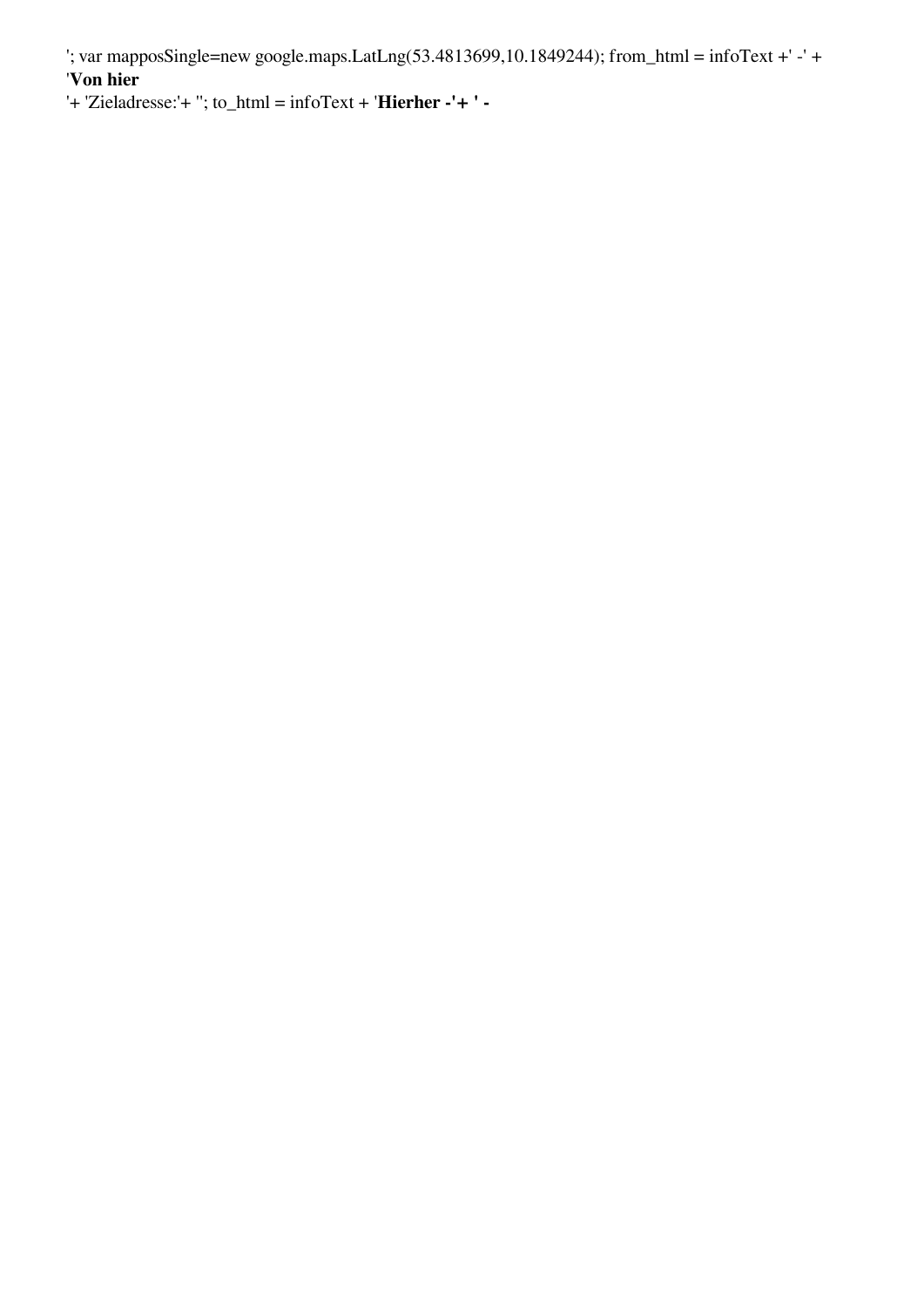'; var mapposSingle=new google.maps.LatLng(53.4813699,10.1849244); from_html = infoText +' -' + '**Von hier**

'+ 'Zieladresse:'+ ''; to_html = infoText + '**Hierher -'+ ' -**